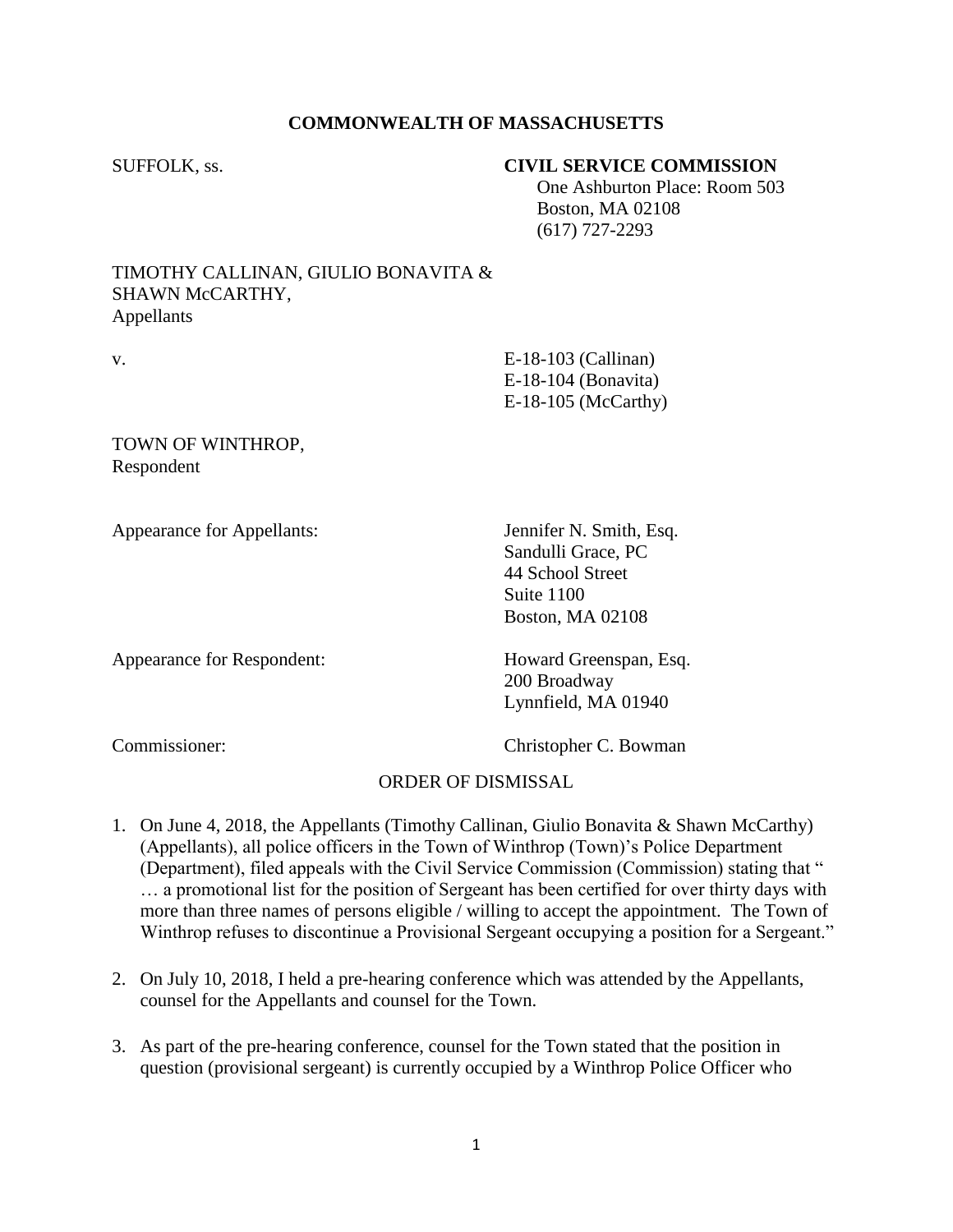**COMMONWEALTH OF MASSACHUSETTS**

SUFFOLK, ss.

**CIVIL SERVICE COMMISSION**
One Ashburton Place: Room 503
Boston, MA 02108
(617) 727-2293

TIMOTHY CALLINAN, GIULIO BONAVITA &
SHAWN McCARTHY,
Appellants

v.

E-18-103 (Callinan)
E-18-104 (Bonavita)
E-18-105 (McCarthy)

TOWN OF WINTHROP,
Respondent

Appearance for Appellants:

Jennifer N. Smith, Esq.
Sandulli Grace, PC
44 School Street
Suite 1100
Boston, MA 02108

Appearance for Respondent:

Howard Greenspan, Esq.
200 Broadway
Lynnfield, MA 01940

Commissioner:

Christopher C. Bowman

ORDER OF DISMISSAL

1. On June 4, 2018, the Appellants (Timothy Callinan, Giulio Bonavita & Shawn McCarthy) (Appellants), all police officers in the Town of Winthrop (Town)'s Police Department (Department), filed appeals with the Civil Service Commission (Commission) stating that " … a promotional list for the position of Sergeant has been certified for over thirty days with more than three names of persons eligible / willing to accept the appointment. The Town of Winthrop refuses to discontinue a Provisional Sergeant occupying a position for a Sergeant."

2. On July 10, 2018, I held a pre-hearing conference which was attended by the Appellants, counsel for the Appellants and counsel for the Town.

3. As part of the pre-hearing conference, counsel for the Town stated that the position in question (provisional sergeant) is currently occupied by a Winthrop Police Officer who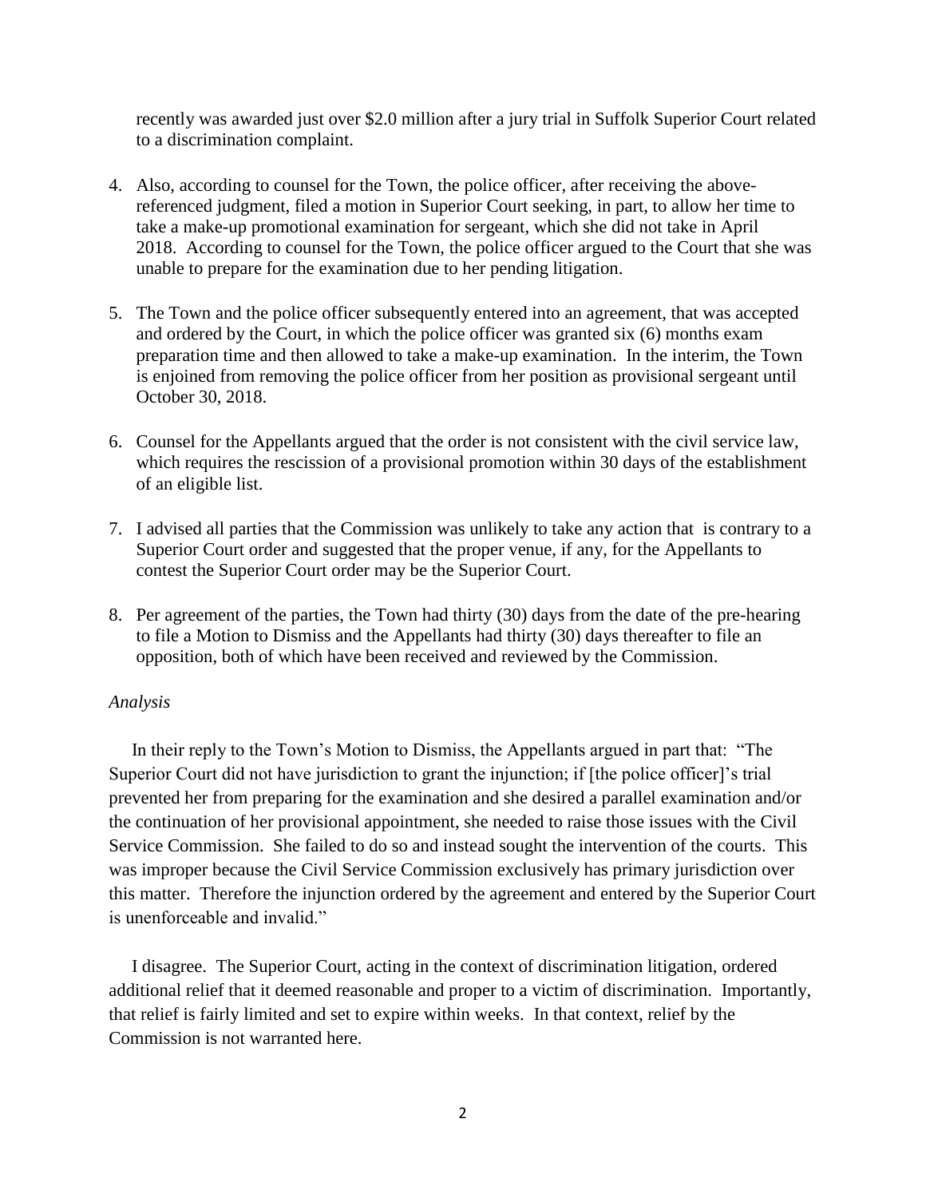recently was awarded just over $2.0 million after a jury trial in Suffolk Superior Court related to a discrimination complaint.

4. Also, according to counsel for the Town, the police officer, after receiving the above-referenced judgment, filed a motion in Superior Court seeking, in part, to allow her time to take a make-up promotional examination for sergeant, which she did not take in April 2018. According to counsel for the Town, the police officer argued to the Court that she was unable to prepare for the examination due to her pending litigation.

5. The Town and the police officer subsequently entered into an agreement, that was accepted and ordered by the Court, in which the police officer was granted six (6) months exam preparation time and then allowed to take a make-up examination. In the interim, the Town is enjoined from removing the police officer from her position as provisional sergeant until October 30, 2018.

6. Counsel for the Appellants argued that the order is not consistent with the civil service law, which requires the rescission of a provisional promotion within 30 days of the establishment of an eligible list.

7. I advised all parties that the Commission was unlikely to take any action that is contrary to a Superior Court order and suggested that the proper venue, if any, for the Appellants to contest the Superior Court order may be the Superior Court.

8. Per agreement of the parties, the Town had thirty (30) days from the date of the pre-hearing to file a Motion to Dismiss and the Appellants had thirty (30) days thereafter to file an opposition, both of which have been received and reviewed by the Commission.

*Analysis*

In their reply to the Town's Motion to Dismiss, the Appellants argued in part that: "The Superior Court did not have jurisdiction to grant the injunction; if [the police officer]'s trial prevented her from preparing for the examination and she desired a parallel examination and/or the continuation of her provisional appointment, she needed to raise those issues with the Civil Service Commission. She failed to do so and instead sought the intervention of the courts. This was improper because the Civil Service Commission exclusively has primary jurisdiction over this matter. Therefore the injunction ordered by the agreement and entered by the Superior Court is unenforceable and invalid."

I disagree. The Superior Court, acting in the context of discrimination litigation, ordered additional relief that it deemed reasonable and proper to a victim of discrimination. Importantly, that relief is fairly limited and set to expire within weeks. In that context, relief by the Commission is not warranted here.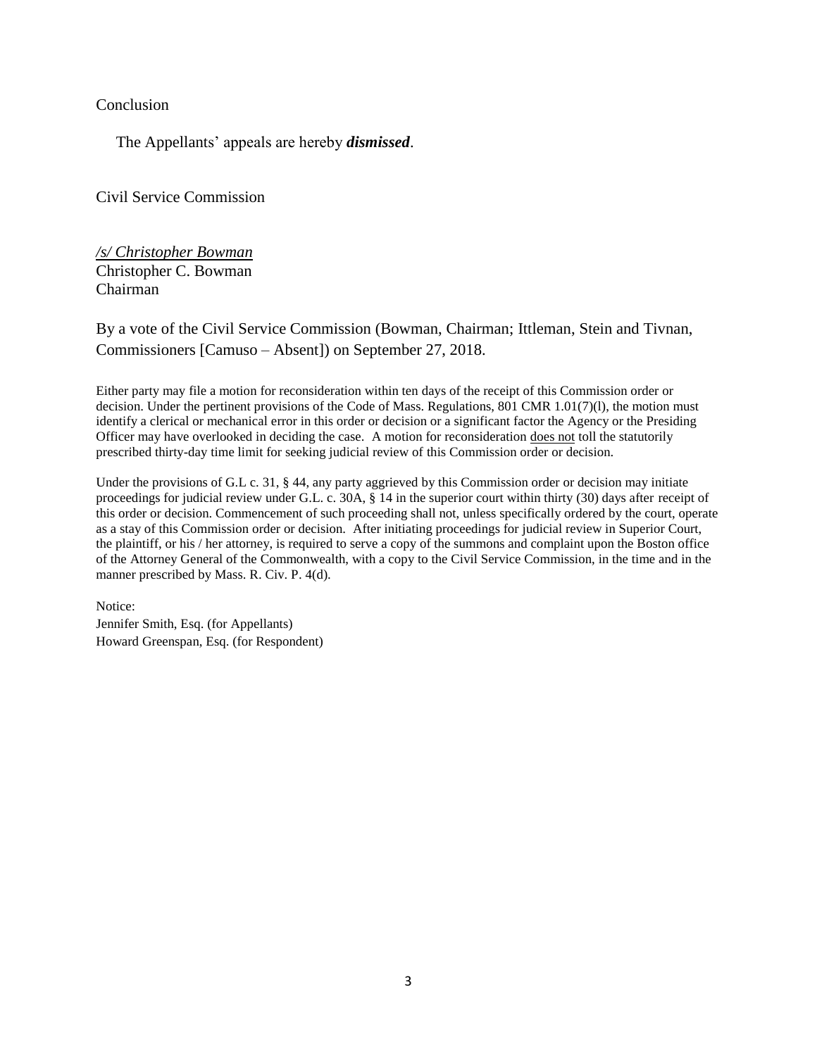## Conclusion

The Appellants' appeals are hereby ***dismissed***.

Civil Service Commission

*/s/ Christopher Bowman*
Christopher C. Bowman
Chairman

By a vote of the Civil Service Commission (Bowman, Chairman; Ittleman, Stein and Tivnan, Commissioners [Camuso – Absent]) on September 27, 2018.

Either party may file a motion for reconsideration within ten days of the receipt of this Commission order or decision. Under the pertinent provisions of the Code of Mass. Regulations, 801 CMR 1.01(7)(l), the motion must identify a clerical or mechanical error in this order or decision or a significant factor the Agency or the Presiding Officer may have overlooked in deciding the case. A motion for reconsideration does not toll the statutorily prescribed thirty-day time limit for seeking judicial review of this Commission order or decision.

Under the provisions of G.L c. 31, § 44, any party aggrieved by this Commission order or decision may initiate proceedings for judicial review under G.L. c. 30A, § 14 in the superior court within thirty (30) days after receipt of this order or decision. Commencement of such proceeding shall not, unless specifically ordered by the court, operate as a stay of this Commission order or decision. After initiating proceedings for judicial review in Superior Court, the plaintiff, or his / her attorney, is required to serve a copy of the summons and complaint upon the Boston office of the Attorney General of the Commonwealth, with a copy to the Civil Service Commission, in the time and in the manner prescribed by Mass. R. Civ. P. 4(d).

Notice:
Jennifer Smith, Esq. (for Appellants)
Howard Greenspan, Esq. (for Respondent)